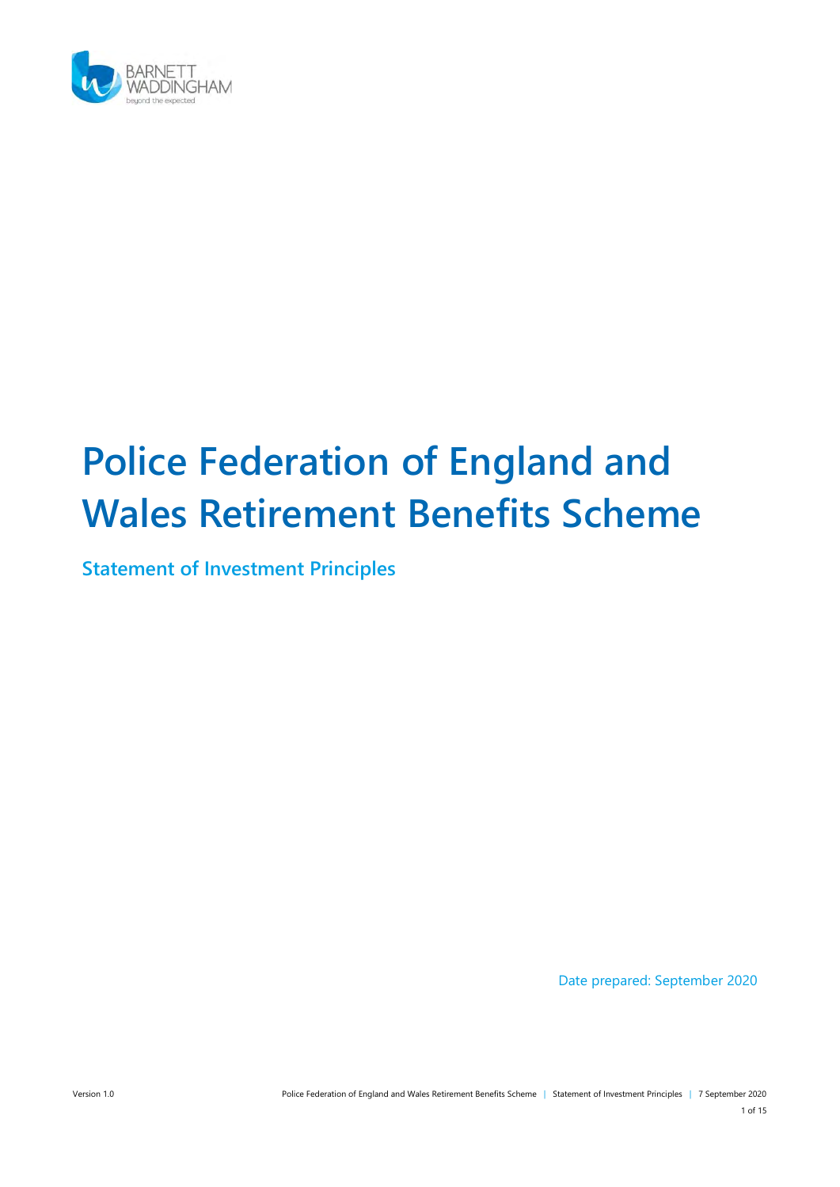# Police Federation of England and Wales Retirement Benefits Scheme

## Statement of Investment Principles

Date prepared: September 2020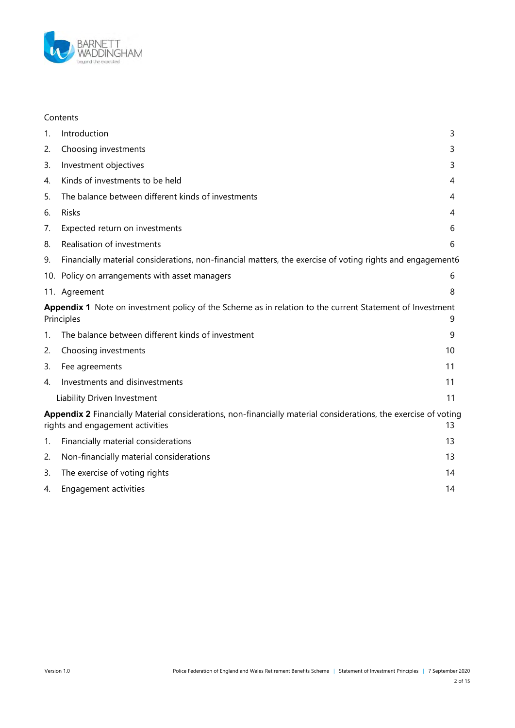Contents

| | | |
|---|---|---|
| 1. | Introduction | 3 |
| 2. | Choosing investments | 3 |
| 3. | Investment objectives | 3 |
| 4. | Kinds of investments to be held | 4 |
| 5. | The balance between different kinds of investments | 4 |
| 6. | Risks | 4 |
| 7. | Expected return on investments | 6 |
| 8. | Realisation of investments | 6 |
| 9. | Financially material considerations, non-financial matters, the exercise of voting rights and engagement | 6 |
| 10. | Policy on arrangements with asset managers | 6 |
| 11. | Agreement | 8 |
| **Appendix 1** | Note on investment policy of the Scheme as in relation to the current Statement of Investment Principles | 9 |
| 1. | The balance between different kinds of investment | 9 |
| 2. | Choosing investments | 10 |
| 3. | Fee agreements | 11 |
| 4. | Investments and disinvestments | 11 |
| | Liability Driven Investment | 11 |
| **Appendix 2** | Financially Material considerations, non-financially material considerations, the exercise of voting rights and engagement activities | 13 |
| 1. | Financially material considerations | 13 |
| 2. | Non-financially material considerations | 13 |
| 3. | The exercise of voting rights | 14 |
| 4. | Engagement activities | 14 |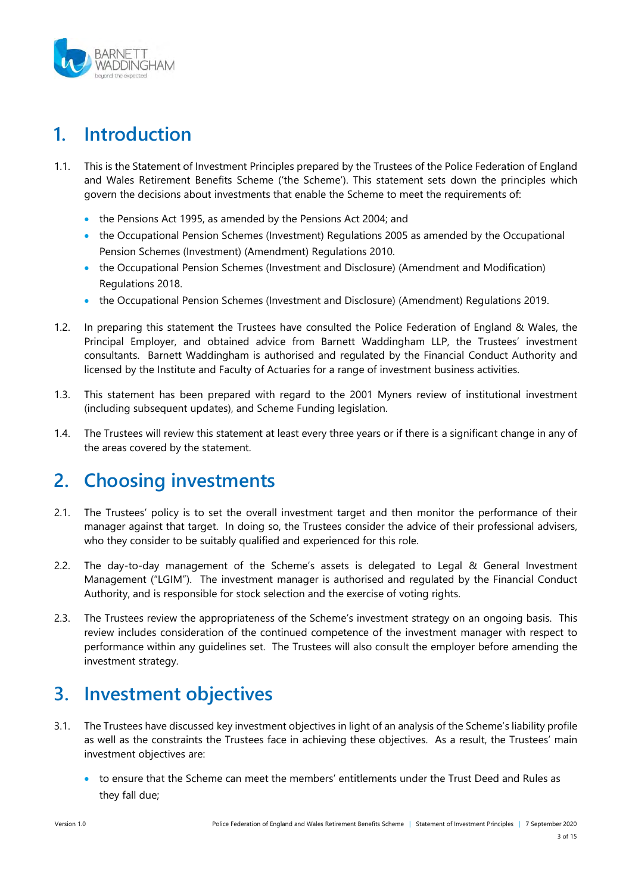# 1. Introduction

1.1. This is the Statement of Investment Principles prepared by the Trustees of the Police Federation of England and Wales Retirement Benefits Scheme ('the Scheme'). This statement sets down the principles which govern the decisions about investments that enable the Scheme to meet the requirements of:

- the Pensions Act 1995, as amended by the Pensions Act 2004; and
- the Occupational Pension Schemes (Investment) Regulations 2005 as amended by the Occupational Pension Schemes (Investment) (Amendment) Regulations 2010.
- the Occupational Pension Schemes (Investment and Disclosure) (Amendment and Modification) Regulations 2018.
- the Occupational Pension Schemes (Investment and Disclosure) (Amendment) Regulations 2019.

1.2. In preparing this statement the Trustees have consulted the Police Federation of England & Wales, the Principal Employer, and obtained advice from Barnett Waddingham LLP, the Trustees' investment consultants. Barnett Waddingham is authorised and regulated by the Financial Conduct Authority and licensed by the Institute and Faculty of Actuaries for a range of investment business activities.

1.3. This statement has been prepared with regard to the 2001 Myners review of institutional investment (including subsequent updates), and Scheme Funding legislation.

1.4. The Trustees will review this statement at least every three years or if there is a significant change in any of the areas covered by the statement.

# 2. Choosing investments

2.1. The Trustees' policy is to set the overall investment target and then monitor the performance of their manager against that target. In doing so, the Trustees consider the advice of their professional advisers, who they consider to be suitably qualified and experienced for this role.

2.2. The day-to-day management of the Scheme's assets is delegated to Legal & General Investment Management ("LGIM"). The investment manager is authorised and regulated by the Financial Conduct Authority, and is responsible for stock selection and the exercise of voting rights.

2.3. The Trustees review the appropriateness of the Scheme's investment strategy on an ongoing basis. This review includes consideration of the continued competence of the investment manager with respect to performance within any guidelines set. The Trustees will also consult the employer before amending the investment strategy.

# 3. Investment objectives

3.1. The Trustees have discussed key investment objectives in light of an analysis of the Scheme's liability profile as well as the constraints the Trustees face in achieving these objectives. As a result, the Trustees' main investment objectives are:

- to ensure that the Scheme can meet the members' entitlements under the Trust Deed and Rules as they fall due;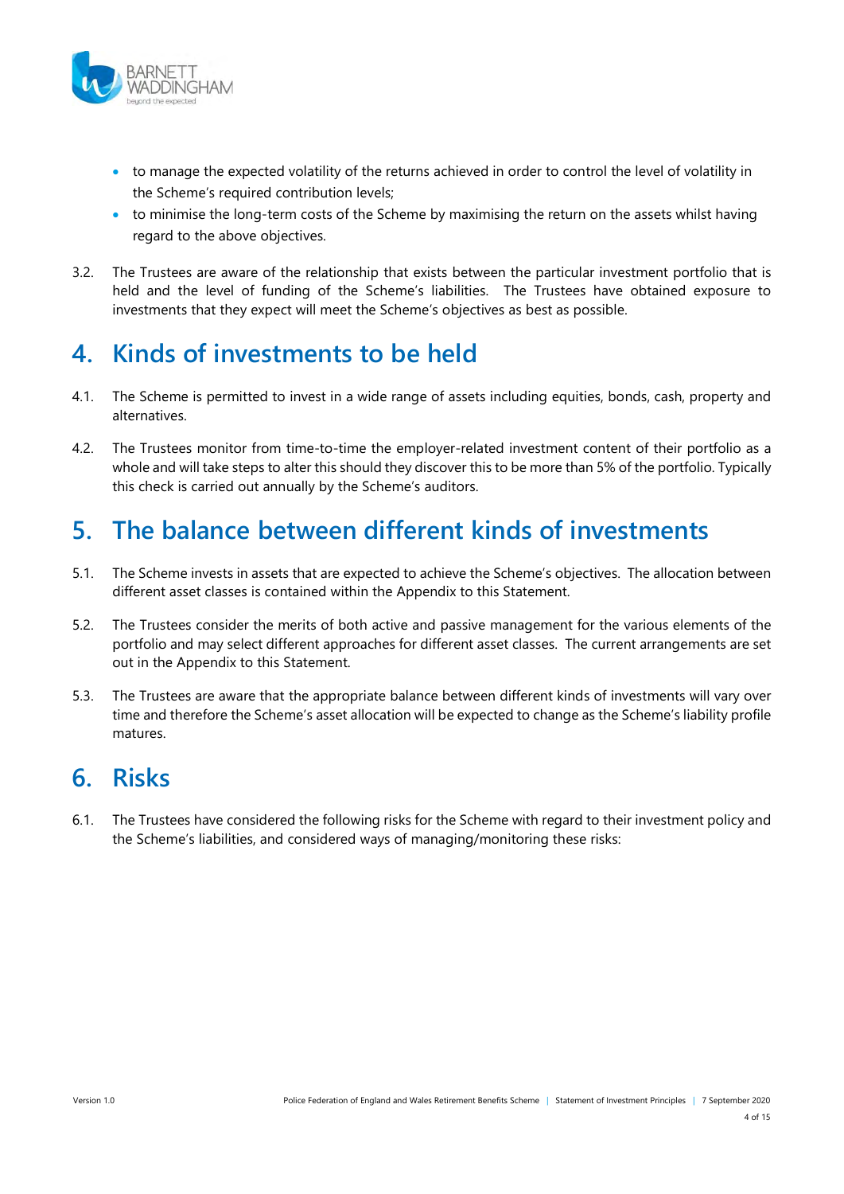- to manage the expected volatility of the returns achieved in order to control the level of volatility in the Scheme's required contribution levels;
- to minimise the long-term costs of the Scheme by maximising the return on the assets whilst having regard to the above objectives.

3.2. The Trustees are aware of the relationship that exists between the particular investment portfolio that is held and the level of funding of the Scheme's liabilities. The Trustees have obtained exposure to investments that they expect will meet the Scheme's objectives as best as possible.

# 4. Kinds of investments to be held

4.1. The Scheme is permitted to invest in a wide range of assets including equities, bonds, cash, property and alternatives.

4.2. The Trustees monitor from time-to-time the employer-related investment content of their portfolio as a whole and will take steps to alter this should they discover this to be more than 5% of the portfolio. Typically this check is carried out annually by the Scheme's auditors.

# 5. The balance between different kinds of investments

5.1. The Scheme invests in assets that are expected to achieve the Scheme's objectives. The allocation between different asset classes is contained within the Appendix to this Statement.

5.2. The Trustees consider the merits of both active and passive management for the various elements of the portfolio and may select different approaches for different asset classes. The current arrangements are set out in the Appendix to this Statement.

5.3. The Trustees are aware that the appropriate balance between different kinds of investments will vary over time and therefore the Scheme's asset allocation will be expected to change as the Scheme's liability profile matures.

# 6. Risks

6.1. The Trustees have considered the following risks for the Scheme with regard to their investment policy and the Scheme's liabilities, and considered ways of managing/monitoring these risks: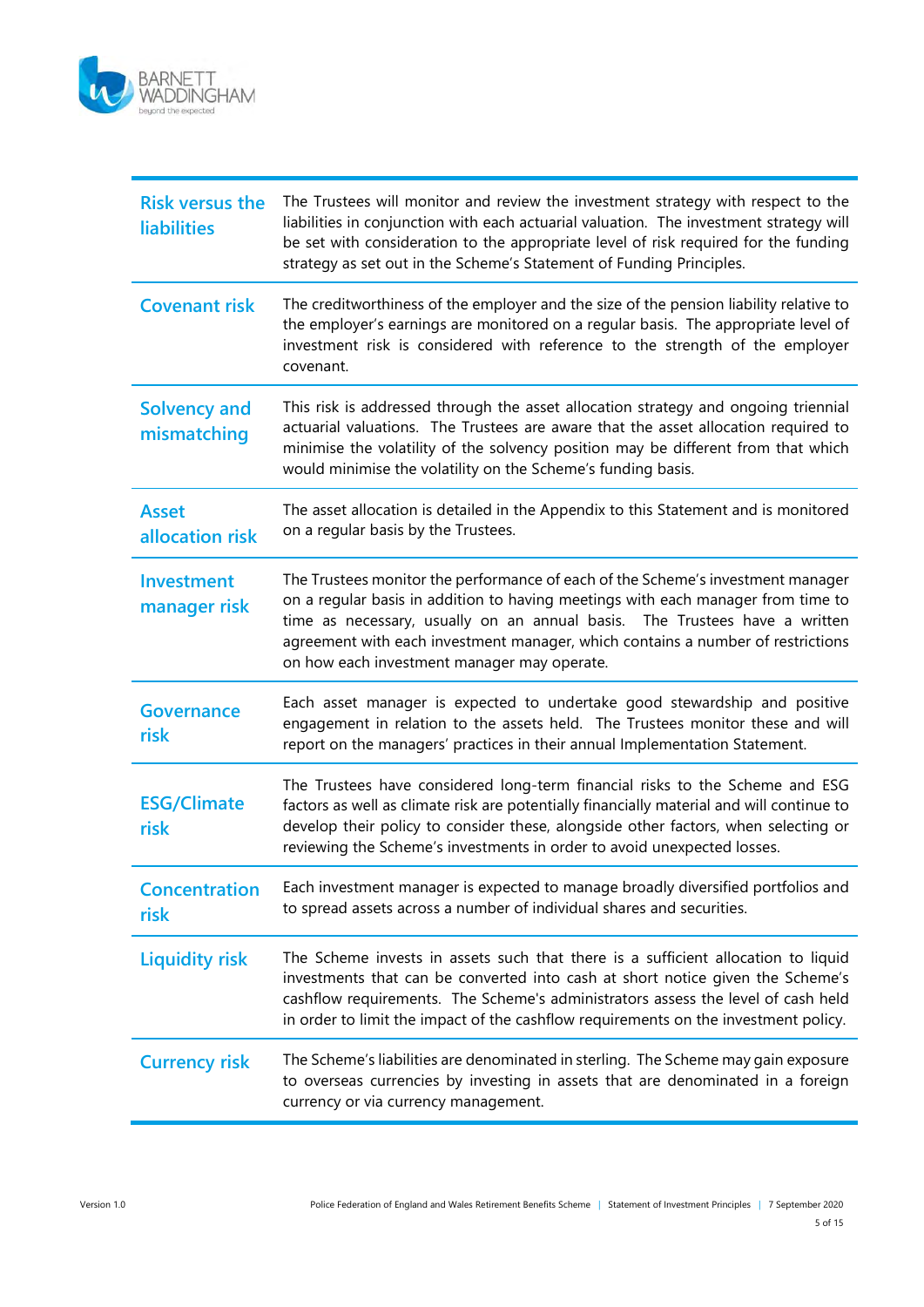| Risk | Description |
| --- | --- |
| **Risk versus the liabilities** | The Trustees will monitor and review the investment strategy with respect to the liabilities in conjunction with each actuarial valuation. The investment strategy will be set with consideration to the appropriate level of risk required for the funding strategy as set out in the Scheme's Statement of Funding Principles. |
| **Covenant risk** | The creditworthiness of the employer and the size of the pension liability relative to the employer's earnings are monitored on a regular basis. The appropriate level of investment risk is considered with reference to the strength of the employer covenant. |
| **Solvency and mismatching** | This risk is addressed through the asset allocation strategy and ongoing triennial actuarial valuations. The Trustees are aware that the asset allocation required to minimise the volatility of the solvency position may be different from that which would minimise the volatility on the Scheme's funding basis. |
| **Asset allocation risk** | The asset allocation is detailed in the Appendix to this Statement and is monitored on a regular basis by the Trustees. |
| **Investment manager risk** | The Trustees monitor the performance of each of the Scheme's investment manager on a regular basis in addition to having meetings with each manager from time to time as necessary, usually on an annual basis. The Trustees have a written agreement with each investment manager, which contains a number of restrictions on how each investment manager may operate. |
| **Governance risk** | Each asset manager is expected to undertake good stewardship and positive engagement in relation to the assets held. The Trustees monitor these and will report on the managers' practices in their annual Implementation Statement. |
| **ESG/Climate risk** | The Trustees have considered long-term financial risks to the Scheme and ESG factors as well as climate risk are potentially financially material and will continue to develop their policy to consider these, alongside other factors, when selecting or reviewing the Scheme's investments in order to avoid unexpected losses. |
| **Concentration risk** | Each investment manager is expected to manage broadly diversified portfolios and to spread assets across a number of individual shares and securities. |
| **Liquidity risk** | The Scheme invests in assets such that there is a sufficient allocation to liquid investments that can be converted into cash at short notice given the Scheme's cashflow requirements. The Scheme's administrators assess the level of cash held in order to limit the impact of the cashflow requirements on the investment policy. |
| **Currency risk** | The Scheme's liabilities are denominated in sterling. The Scheme may gain exposure to overseas currencies by investing in assets that are denominated in a foreign currency or via currency management. |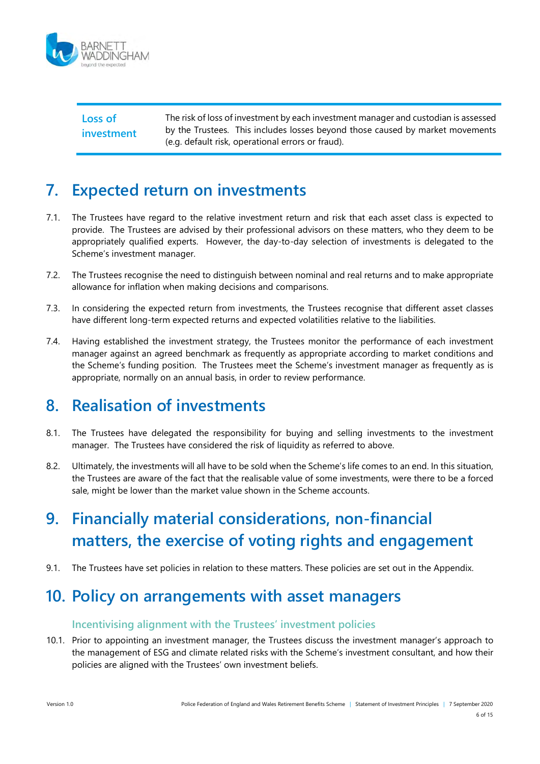| Loss of investment | The risk of loss of investment by each investment manager and custodian is assessed by the Trustees. This includes losses beyond those caused by market movements (e.g. default risk, operational errors or fraud). |
|---|---|

# 7. Expected return on investments

7.1. The Trustees have regard to the relative investment return and risk that each asset class is expected to provide. The Trustees are advised by their professional advisors on these matters, who they deem to be appropriately qualified experts. However, the day-to-day selection of investments is delegated to the Scheme's investment manager.

7.2. The Trustees recognise the need to distinguish between nominal and real returns and to make appropriate allowance for inflation when making decisions and comparisons.

7.3. In considering the expected return from investments, the Trustees recognise that different asset classes have different long-term expected returns and expected volatilities relative to the liabilities.

7.4. Having established the investment strategy, the Trustees monitor the performance of each investment manager against an agreed benchmark as frequently as appropriate according to market conditions and the Scheme's funding position. The Trustees meet the Scheme's investment manager as frequently as is appropriate, normally on an annual basis, in order to review performance.

# 8. Realisation of investments

8.1. The Trustees have delegated the responsibility for buying and selling investments to the investment manager. The Trustees have considered the risk of liquidity as referred to above.

8.2. Ultimately, the investments will all have to be sold when the Scheme's life comes to an end. In this situation, the Trustees are aware of the fact that the realisable value of some investments, were there to be a forced sale, might be lower than the market value shown in the Scheme accounts.

# 9. Financially material considerations, non-financial matters, the exercise of voting rights and engagement

9.1. The Trustees have set policies in relation to these matters. These policies are set out in the Appendix.

# 10. Policy on arrangements with asset managers

### Incentivising alignment with the Trustees' investment policies

10.1. Prior to appointing an investment manager, the Trustees discuss the investment manager's approach to the management of ESG and climate related risks with the Scheme's investment consultant, and how their policies are aligned with the Trustees' own investment beliefs.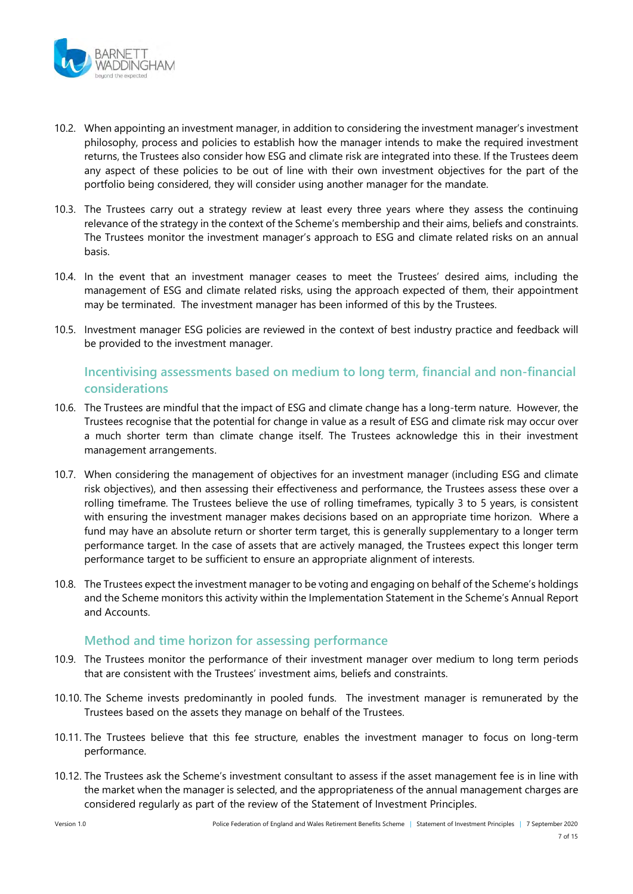10.2. When appointing an investment manager, in addition to considering the investment manager's investment philosophy, process and policies to establish how the manager intends to make the required investment returns, the Trustees also consider how ESG and climate risk are integrated into these. If the Trustees deem any aspect of these policies to be out of line with their own investment objectives for the part of the portfolio being considered, they will consider using another manager for the mandate.

10.3. The Trustees carry out a strategy review at least every three years where they assess the continuing relevance of the strategy in the context of the Scheme's membership and their aims, beliefs and constraints. The Trustees monitor the investment manager's approach to ESG and climate related risks on an annual basis.

10.4. In the event that an investment manager ceases to meet the Trustees' desired aims, including the management of ESG and climate related risks, using the approach expected of them, their appointment may be terminated. The investment manager has been informed of this by the Trustees.

10.5. Investment manager ESG policies are reviewed in the context of best industry practice and feedback will be provided to the investment manager.

### Incentivising assessments based on medium to long term, financial and non-financial considerations

10.6. The Trustees are mindful that the impact of ESG and climate change has a long-term nature. However, the Trustees recognise that the potential for change in value as a result of ESG and climate risk may occur over a much shorter term than climate change itself. The Trustees acknowledge this in their investment management arrangements.

10.7. When considering the management of objectives for an investment manager (including ESG and climate risk objectives), and then assessing their effectiveness and performance, the Trustees assess these over a rolling timeframe. The Trustees believe the use of rolling timeframes, typically 3 to 5 years, is consistent with ensuring the investment manager makes decisions based on an appropriate time horizon. Where a fund may have an absolute return or shorter term target, this is generally supplementary to a longer term performance target. In the case of assets that are actively managed, the Trustees expect this longer term performance target to be sufficient to ensure an appropriate alignment of interests.

10.8. The Trustees expect the investment manager to be voting and engaging on behalf of the Scheme's holdings and the Scheme monitors this activity within the Implementation Statement in the Scheme's Annual Report and Accounts.

### Method and time horizon for assessing performance

10.9. The Trustees monitor the performance of their investment manager over medium to long term periods that are consistent with the Trustees' investment aims, beliefs and constraints.

10.10. The Scheme invests predominantly in pooled funds. The investment manager is remunerated by the Trustees based on the assets they manage on behalf of the Trustees.

10.11. The Trustees believe that this fee structure, enables the investment manager to focus on long-term performance.

10.12. The Trustees ask the Scheme's investment consultant to assess if the asset management fee is in line with the market when the manager is selected, and the appropriateness of the annual management charges are considered regularly as part of the review of the Statement of Investment Principles.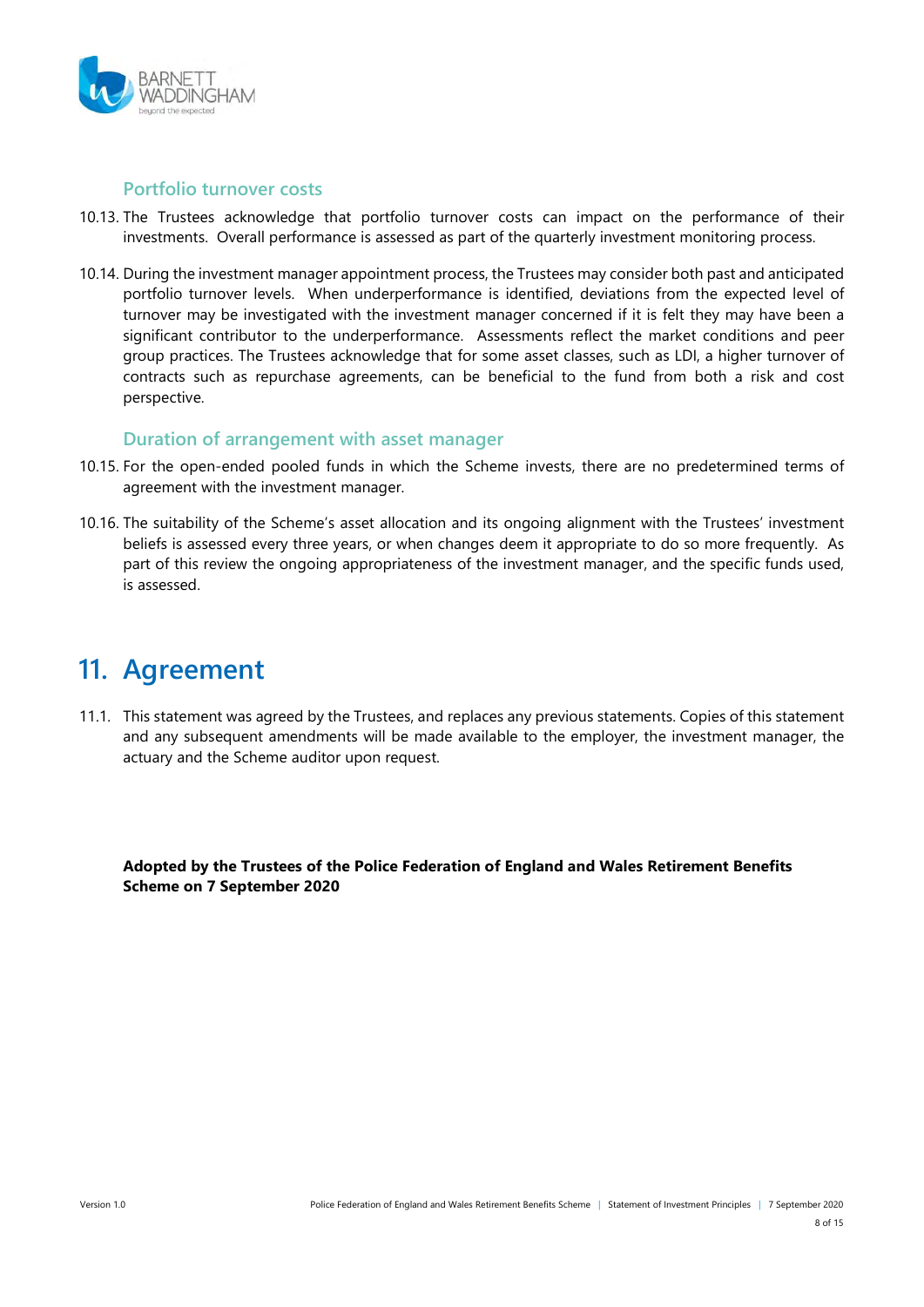### Portfolio turnover costs

10.13. The Trustees acknowledge that portfolio turnover costs can impact on the performance of their investments. Overall performance is assessed as part of the quarterly investment monitoring process.

10.14. During the investment manager appointment process, the Trustees may consider both past and anticipated portfolio turnover levels. When underperformance is identified, deviations from the expected level of turnover may be investigated with the investment manager concerned if it is felt they may have been a significant contributor to the underperformance. Assessments reflect the market conditions and peer group practices. The Trustees acknowledge that for some asset classes, such as LDI, a higher turnover of contracts such as repurchase agreements, can be beneficial to the fund from both a risk and cost perspective.

### Duration of arrangement with asset manager

10.15. For the open-ended pooled funds in which the Scheme invests, there are no predetermined terms of agreement with the investment manager.

10.16. The suitability of the Scheme's asset allocation and its ongoing alignment with the Trustees' investment beliefs is assessed every three years, or when changes deem it appropriate to do so more frequently. As part of this review the ongoing appropriateness of the investment manager, and the specific funds used, is assessed.

## 11. Agreement

11.1. This statement was agreed by the Trustees, and replaces any previous statements. Copies of this statement and any subsequent amendments will be made available to the employer, the investment manager, the actuary and the Scheme auditor upon request.

**Adopted by the Trustees of the Police Federation of England and Wales Retirement Benefits Scheme on 7 September 2020**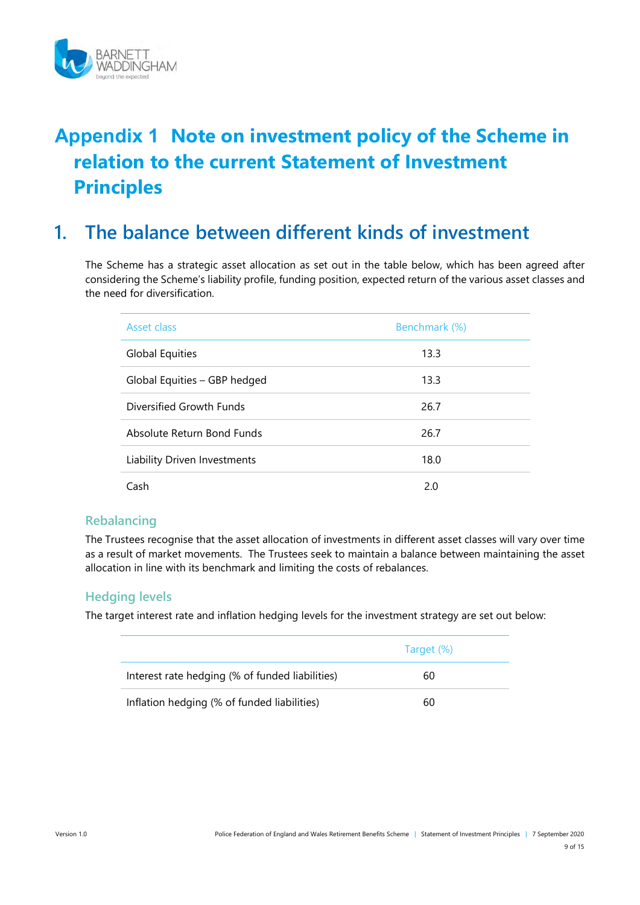# Appendix 1 Note on investment policy of the Scheme in relation to the current Statement of Investment Principles

## 1. The balance between different kinds of investment

The Scheme has a strategic asset allocation as set out in the table below, which has been agreed after considering the Scheme's liability profile, funding position, expected return of the various asset classes and the need for diversification.

| Asset class | Benchmark (%) |
|---|---|
| Global Equities | 13.3 |
| Global Equities – GBP hedged | 13.3 |
| Diversified Growth Funds | 26.7 |
| Absolute Return Bond Funds | 26.7 |
| Liability Driven Investments | 18.0 |
| Cash | 2.0 |

### Rebalancing

The Trustees recognise that the asset allocation of investments in different asset classes will vary over time as a result of market movements. The Trustees seek to maintain a balance between maintaining the asset allocation in line with its benchmark and limiting the costs of rebalances.

### Hedging levels

The target interest rate and inflation hedging levels for the investment strategy are set out below:

| | Target (%) |
|---|---|
| Interest rate hedging (% of funded liabilities) | 60 |
| Inflation hedging (% of funded liabilities) | 60 |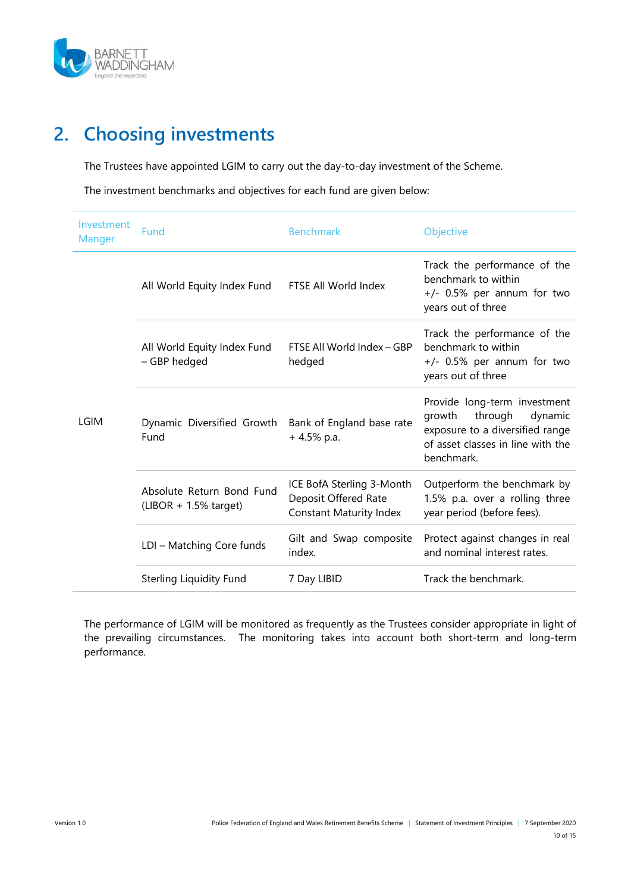## 2. Choosing investments

The Trustees have appointed LGIM to carry out the day-to-day investment of the Scheme.

The investment benchmarks and objectives for each fund are given below:

| Investment Manger | Fund | Benchmark | Objective |
|---|---|---|---|
| LGIM | All World Equity Index Fund | FTSE All World Index | Track the performance of the benchmark to within +/- 0.5% per annum for two years out of three |
| | All World Equity Index Fund – GBP hedged | FTSE All World Index – GBP hedged | Track the performance of the benchmark to within +/- 0.5% per annum for two years out of three |
| | Dynamic Diversified Growth Fund | Bank of England base rate + 4.5% p.a. | Provide long-term investment growth through dynamic exposure to a diversified range of asset classes in line with the benchmark. |
| | Absolute Return Bond Fund (LIBOR + 1.5% target) | ICE BofA Sterling 3-Month Deposit Offered Rate Constant Maturity Index | Outperform the benchmark by 1.5% p.a. over a rolling three year period (before fees). |
| | LDI – Matching Core funds | Gilt and Swap composite index. | Protect against changes in real and nominal interest rates. |
| | Sterling Liquidity Fund | 7 Day LIBID | Track the benchmark. |

The performance of LGIM will be monitored as frequently as the Trustees consider appropriate in light of the prevailing circumstances. The monitoring takes into account both short-term and long-term performance.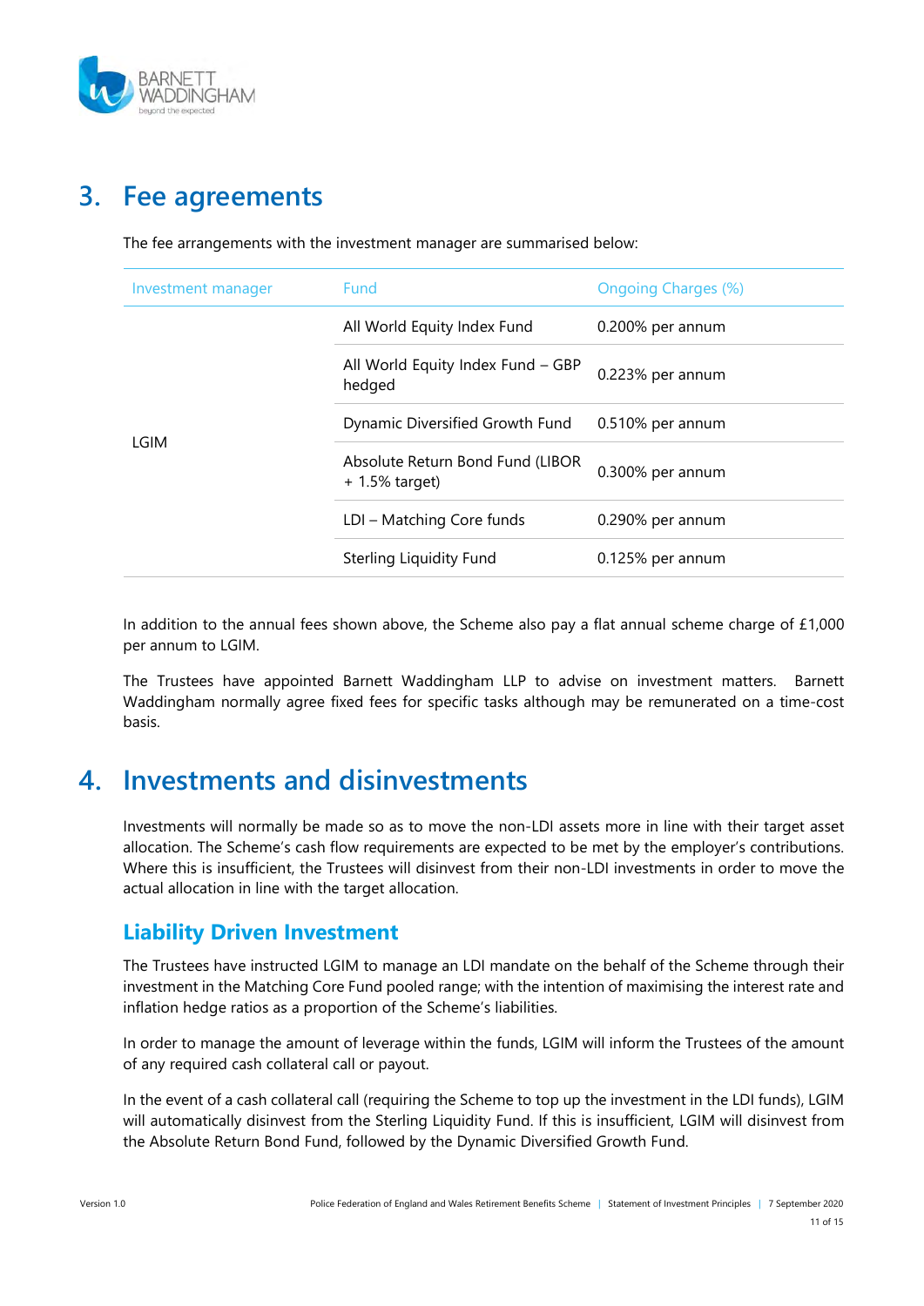## 3. Fee agreements

The fee arrangements with the investment manager are summarised below:

| Investment manager | Fund | Ongoing Charges (%) |
|---|---|---|
| LGIM | All World Equity Index Fund | 0.200% per annum |
| | All World Equity Index Fund – GBP hedged | 0.223% per annum |
| | Dynamic Diversified Growth Fund | 0.510% per annum |
| | Absolute Return Bond Fund (LIBOR + 1.5% target) | 0.300% per annum |
| | LDI – Matching Core funds | 0.290% per annum |
| | Sterling Liquidity Fund | 0.125% per annum |

In addition to the annual fees shown above, the Scheme also pay a flat annual scheme charge of £1,000 per annum to LGIM.

The Trustees have appointed Barnett Waddingham LLP to advise on investment matters. Barnett Waddingham normally agree fixed fees for specific tasks although may be remunerated on a time-cost basis.

## 4. Investments and disinvestments

Investments will normally be made so as to move the non-LDI assets more in line with their target asset allocation. The Scheme's cash flow requirements are expected to be met by the employer's contributions. Where this is insufficient, the Trustees will disinvest from their non-LDI investments in order to move the actual allocation in line with the target allocation.

### Liability Driven Investment

The Trustees have instructed LGIM to manage an LDI mandate on the behalf of the Scheme through their investment in the Matching Core Fund pooled range; with the intention of maximising the interest rate and inflation hedge ratios as a proportion of the Scheme's liabilities.

In order to manage the amount of leverage within the funds, LGIM will inform the Trustees of the amount of any required cash collateral call or payout.

In the event of a cash collateral call (requiring the Scheme to top up the investment in the LDI funds), LGIM will automatically disinvest from the Sterling Liquidity Fund. If this is insufficient, LGIM will disinvest from the Absolute Return Bond Fund, followed by the Dynamic Diversified Growth Fund.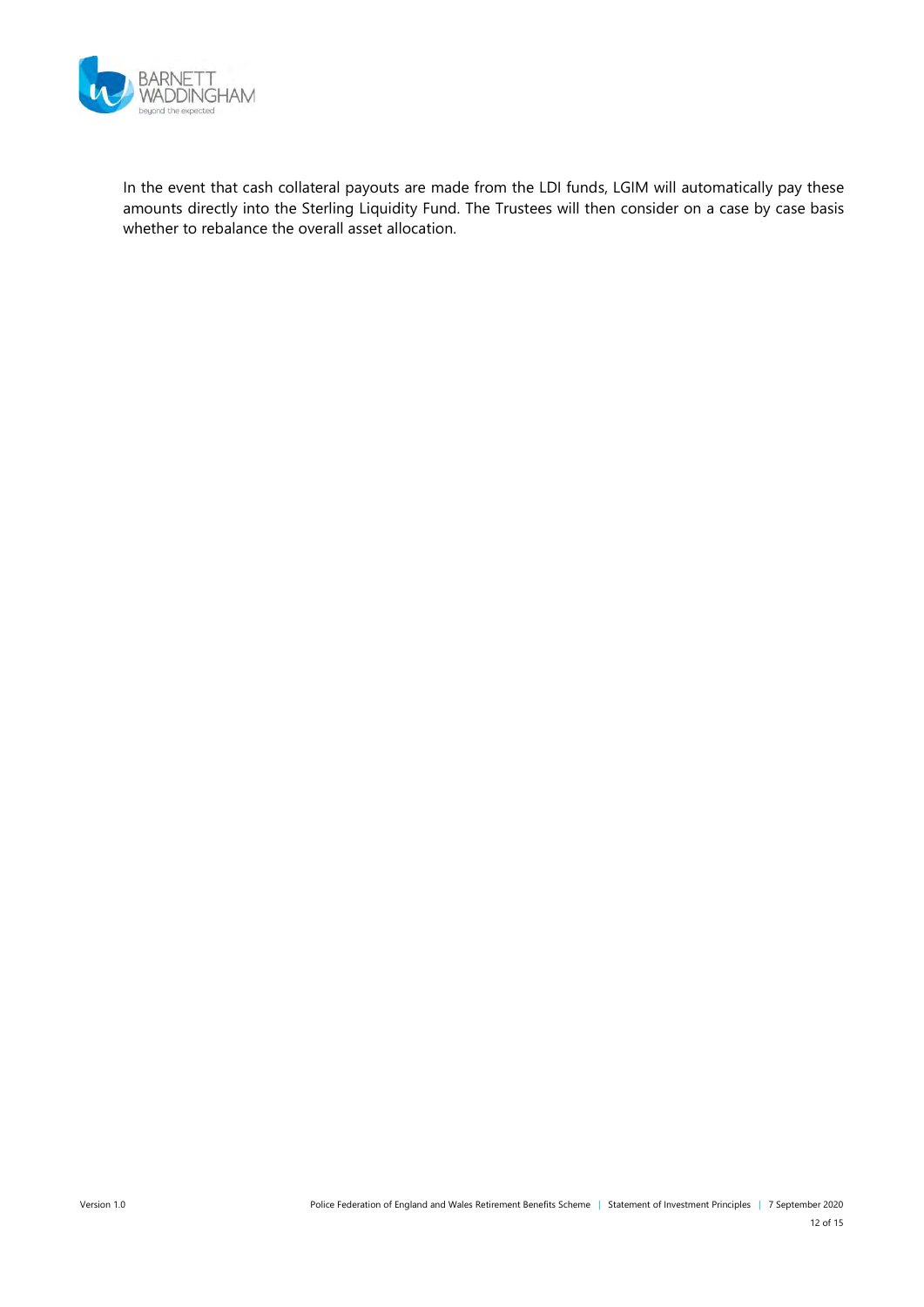In the event that cash collateral payouts are made from the LDI funds, LGIM will automatically pay these amounts directly into the Sterling Liquidity Fund. The Trustees will then consider on a case by case basis whether to rebalance the overall asset allocation.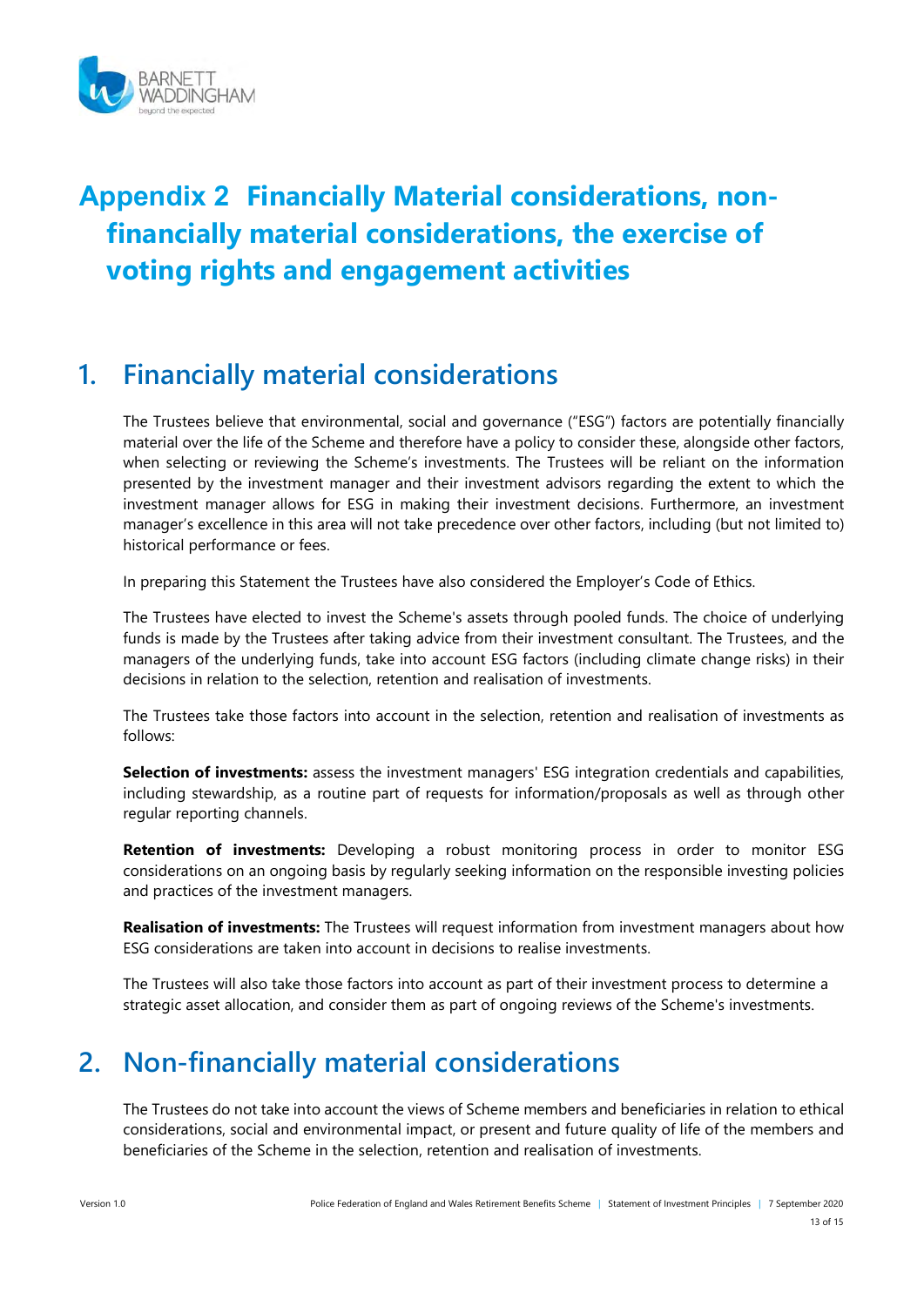# Appendix 2 Financially Material considerations, non-financially material considerations, the exercise of voting rights and engagement activities

## 1. Financially material considerations

The Trustees believe that environmental, social and governance ("ESG") factors are potentially financially material over the life of the Scheme and therefore have a policy to consider these, alongside other factors, when selecting or reviewing the Scheme's investments. The Trustees will be reliant on the information presented by the investment manager and their investment advisors regarding the extent to which the investment manager allows for ESG in making their investment decisions. Furthermore, an investment manager's excellence in this area will not take precedence over other factors, including (but not limited to) historical performance or fees.

In preparing this Statement the Trustees have also considered the Employer's Code of Ethics.

The Trustees have elected to invest the Scheme's assets through pooled funds. The choice of underlying funds is made by the Trustees after taking advice from their investment consultant. The Trustees, and the managers of the underlying funds, take into account ESG factors (including climate change risks) in their decisions in relation to the selection, retention and realisation of investments.

The Trustees take those factors into account in the selection, retention and realisation of investments as follows:

**Selection of investments:** assess the investment managers' ESG integration credentials and capabilities, including stewardship, as a routine part of requests for information/proposals as well as through other regular reporting channels.

**Retention of investments:** Developing a robust monitoring process in order to monitor ESG considerations on an ongoing basis by regularly seeking information on the responsible investing policies and practices of the investment managers.

**Realisation of investments:** The Trustees will request information from investment managers about how ESG considerations are taken into account in decisions to realise investments.

The Trustees will also take those factors into account as part of their investment process to determine a strategic asset allocation, and consider them as part of ongoing reviews of the Scheme's investments.

## 2. Non-financially material considerations

The Trustees do not take into account the views of Scheme members and beneficiaries in relation to ethical considerations, social and environmental impact, or present and future quality of life of the members and beneficiaries of the Scheme in the selection, retention and realisation of investments.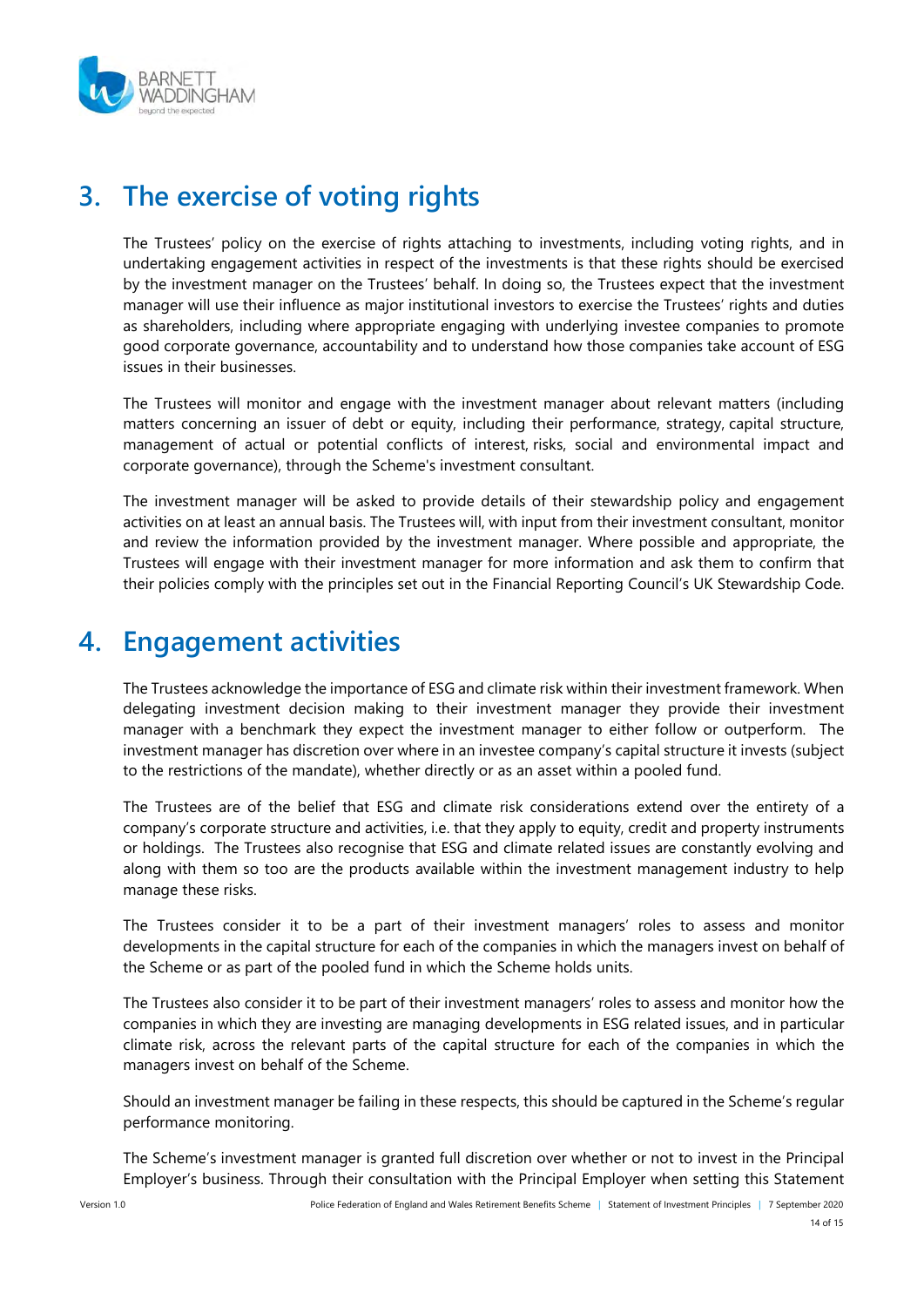## 3. The exercise of voting rights

The Trustees' policy on the exercise of rights attaching to investments, including voting rights, and in undertaking engagement activities in respect of the investments is that these rights should be exercised by the investment manager on the Trustees' behalf. In doing so, the Trustees expect that the investment manager will use their influence as major institutional investors to exercise the Trustees' rights and duties as shareholders, including where appropriate engaging with underlying investee companies to promote good corporate governance, accountability and to understand how those companies take account of ESG issues in their businesses.

The Trustees will monitor and engage with the investment manager about relevant matters (including matters concerning an issuer of debt or equity, including their performance, strategy, capital structure, management of actual or potential conflicts of interest, risks, social and environmental impact and corporate governance), through the Scheme's investment consultant.

The investment manager will be asked to provide details of their stewardship policy and engagement activities on at least an annual basis. The Trustees will, with input from their investment consultant, monitor and review the information provided by the investment manager. Where possible and appropriate, the Trustees will engage with their investment manager for more information and ask them to confirm that their policies comply with the principles set out in the Financial Reporting Council's UK Stewardship Code.

## 4. Engagement activities

The Trustees acknowledge the importance of ESG and climate risk within their investment framework. When delegating investment decision making to their investment manager they provide their investment manager with a benchmark they expect the investment manager to either follow or outperform. The investment manager has discretion over where in an investee company's capital structure it invests (subject to the restrictions of the mandate), whether directly or as an asset within a pooled fund.

The Trustees are of the belief that ESG and climate risk considerations extend over the entirety of a company's corporate structure and activities, i.e. that they apply to equity, credit and property instruments or holdings. The Trustees also recognise that ESG and climate related issues are constantly evolving and along with them so too are the products available within the investment management industry to help manage these risks.

The Trustees consider it to be a part of their investment managers' roles to assess and monitor developments in the capital structure for each of the companies in which the managers invest on behalf of the Scheme or as part of the pooled fund in which the Scheme holds units.

The Trustees also consider it to be part of their investment managers' roles to assess and monitor how the companies in which they are investing are managing developments in ESG related issues, and in particular climate risk, across the relevant parts of the capital structure for each of the companies in which the managers invest on behalf of the Scheme.

Should an investment manager be failing in these respects, this should be captured in the Scheme's regular performance monitoring.

The Scheme's investment manager is granted full discretion over whether or not to invest in the Principal Employer's business. Through their consultation with the Principal Employer when setting this Statement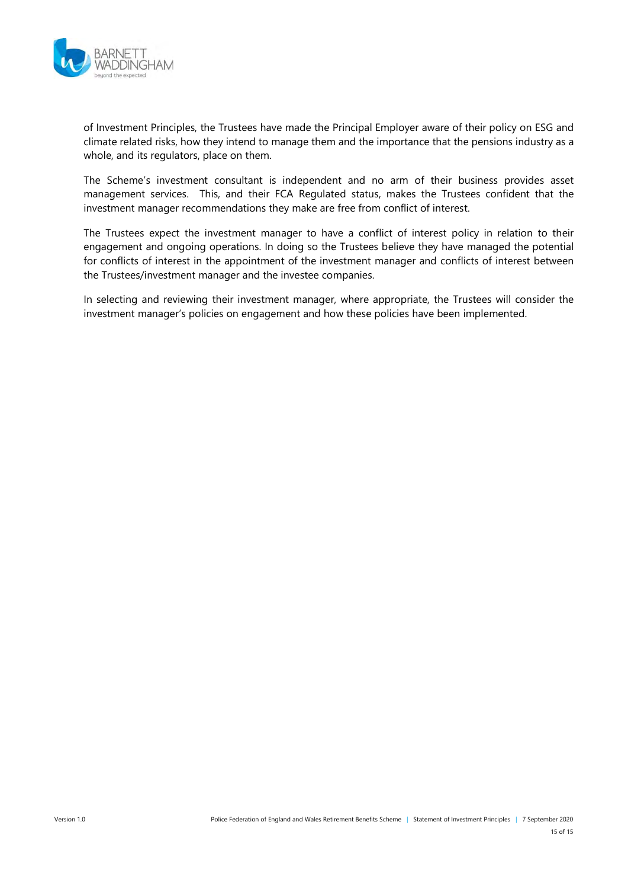of Investment Principles, the Trustees have made the Principal Employer aware of their policy on ESG and climate related risks, how they intend to manage them and the importance that the pensions industry as a whole, and its regulators, place on them.

The Scheme's investment consultant is independent and no arm of their business provides asset management services. This, and their FCA Regulated status, makes the Trustees confident that the investment manager recommendations they make are free from conflict of interest.

The Trustees expect the investment manager to have a conflict of interest policy in relation to their engagement and ongoing operations. In doing so the Trustees believe they have managed the potential for conflicts of interest in the appointment of the investment manager and conflicts of interest between the Trustees/investment manager and the investee companies.

In selecting and reviewing their investment manager, where appropriate, the Trustees will consider the investment manager's policies on engagement and how these policies have been implemented.